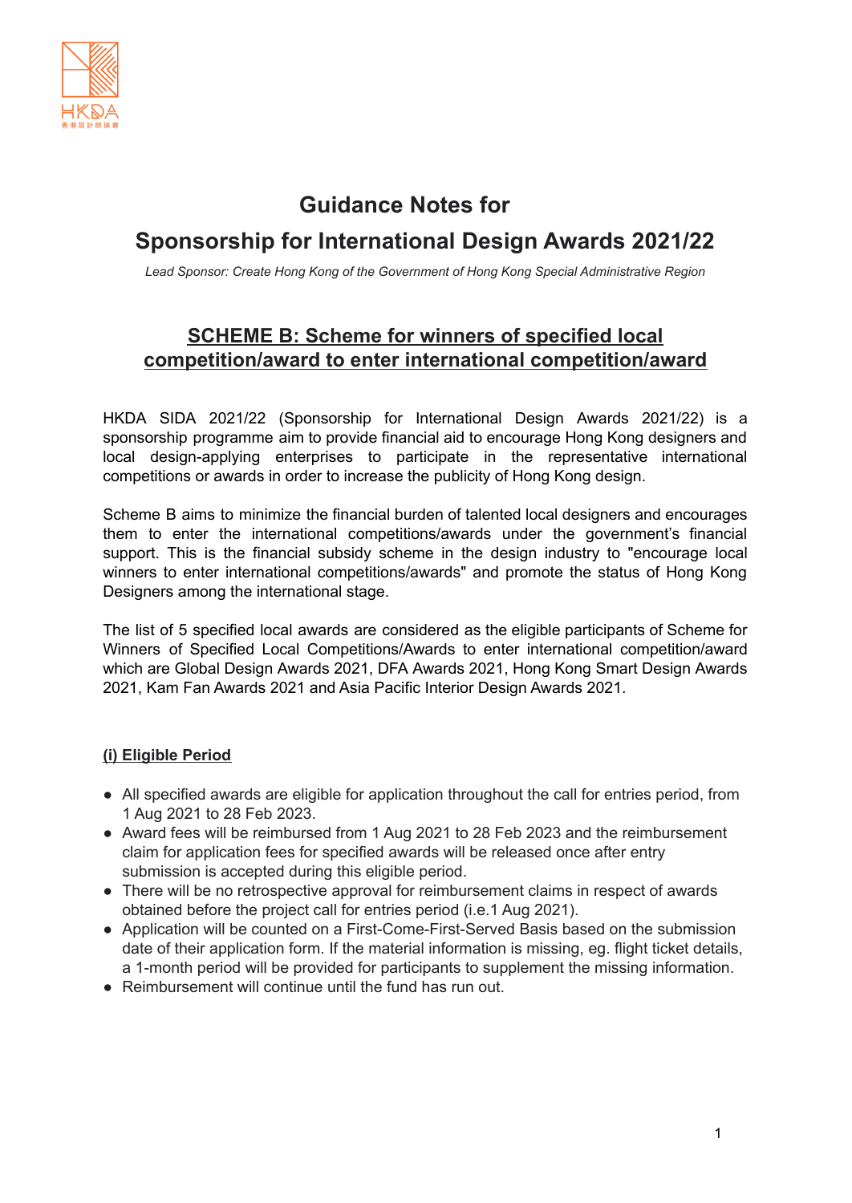# Guidance Notes for

# Sponsorship for International Design Awards 2021/22

*Lead Sponsor: Create Hong Kong of the Government of Hong Kong Special Administrative Region*

## SCHEME B: Scheme for winners of specified local competition/award to enter international competition/award

HKDA SIDA 2021/22 (Sponsorship for International Design Awards 2021/22) is a sponsorship programme aim to provide financial aid to encourage Hong Kong designers and local design-applying enterprises to participate in the representative international competitions or awards in order to increase the publicity of Hong Kong design.

Scheme B aims to minimize the financial burden of talented local designers and encourages them to enter the international competitions/awards under the government's financial support. This is the financial subsidy scheme in the design industry to "encourage local winners to enter international competitions/awards" and promote the status of Hong Kong Designers among the international stage.

The list of 5 specified local awards are considered as the eligible participants of Scheme for Winners of Specified Local Competitions/Awards to enter international competition/award which are Global Design Awards 2021, DFA Awards 2021, Hong Kong Smart Design Awards 2021, Kam Fan Awards 2021 and Asia Pacific Interior Design Awards 2021.

### (i) Eligible Period

- All specified awards are eligible for application throughout the call for entries period, from 1 Aug 2021 to 28 Feb 2023.
- Award fees will be reimbursed from 1 Aug 2021 to 28 Feb 2023 and the reimbursement claim for application fees for specified awards will be released once after entry submission is accepted during this eligible period.
- There will be no retrospective approval for reimbursement claims in respect of awards obtained before the project call for entries period (i.e.1 Aug 2021).
- Application will be counted on a First-Come-First-Served Basis based on the submission date of their application form. If the material information is missing, eg. flight ticket details, a 1-month period will be provided for participants to supplement the missing information.
- Reimbursement will continue until the fund has run out.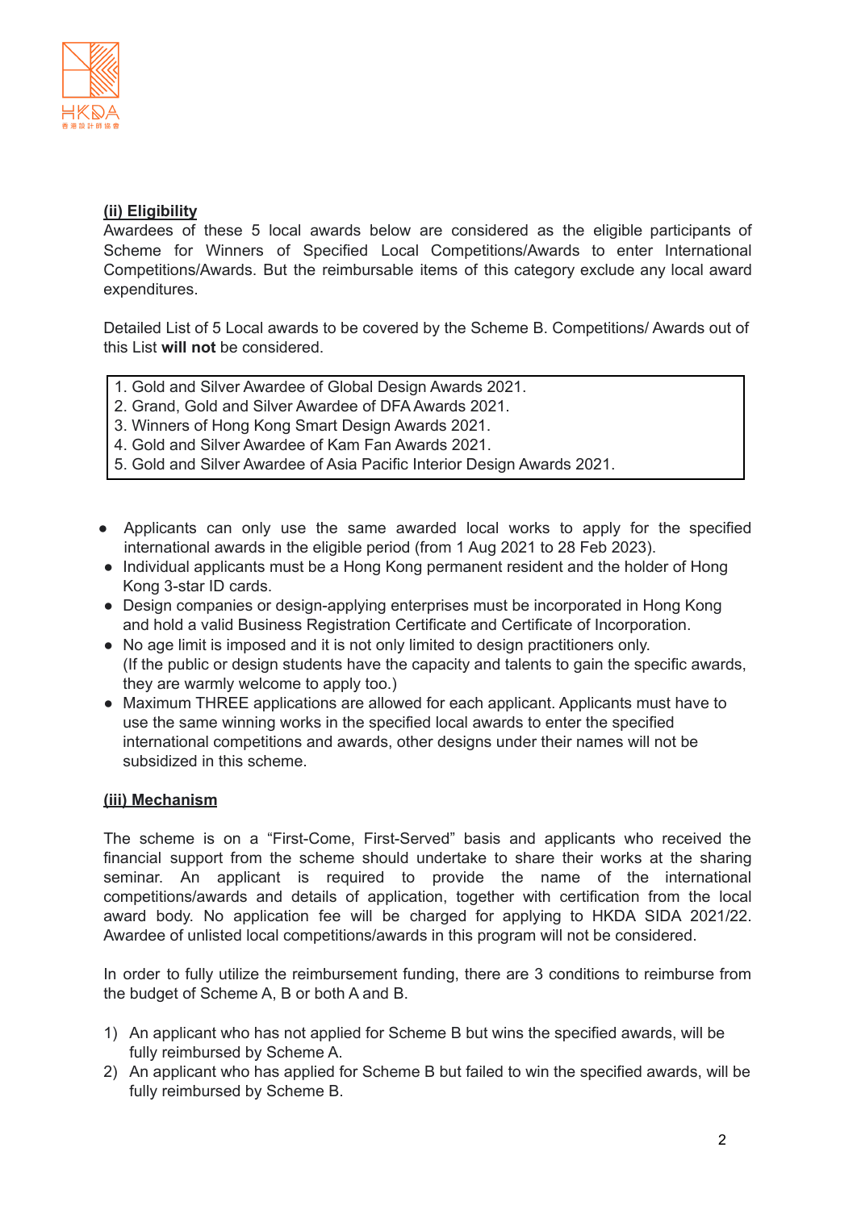**(ii) Eligibility**

Awardees of these 5 local awards below are considered as the eligible participants of Scheme for Winners of Specified Local Competitions/Awards to enter International Competitions/Awards. But the reimbursable items of this category exclude any local award expenditures.

Detailed List of 5 Local awards to be covered by the Scheme B. Competitions/ Awards out of this List **will not** be considered.

1. Gold and Silver Awardee of Global Design Awards 2021.
2. Grand, Gold and Silver Awardee of DFA Awards 2021.
3. Winners of Hong Kong Smart Design Awards 2021.
4. Gold and Silver Awardee of Kam Fan Awards 2021.
5. Gold and Silver Awardee of Asia Pacific Interior Design Awards 2021.

- Applicants can only use the same awarded local works to apply for the specified international awards in the eligible period (from 1 Aug 2021 to 28 Feb 2023).
- Individual applicants must be a Hong Kong permanent resident and the holder of Hong Kong 3-star ID cards.
- Design companies or design-applying enterprises must be incorporated in Hong Kong and hold a valid Business Registration Certificate and Certificate of Incorporation.
- No age limit is imposed and it is not only limited to design practitioners only. (If the public or design students have the capacity and talents to gain the specific awards, they are warmly welcome to apply too.)
- Maximum THREE applications are allowed for each applicant. Applicants must have to use the same winning works in the specified local awards to enter the specified international competitions and awards, other designs under their names will not be subsidized in this scheme.

**(iii) Mechanism**

The scheme is on a "First-Come, First-Served" basis and applicants who received the financial support from the scheme should undertake to share their works at the sharing seminar. An applicant is required to provide the name of the international competitions/awards and details of application, together with certification from the local award body. No application fee will be charged for applying to HKDA SIDA 2021/22. Awardee of unlisted local competitions/awards in this program will not be considered.

In order to fully utilize the reimbursement funding, there are 3 conditions to reimburse from the budget of Scheme A, B or both A and B.

1) An applicant who has not applied for Scheme B but wins the specified awards, will be fully reimbursed by Scheme A.
2) An applicant who has applied for Scheme B but failed to win the specified awards, will be fully reimbursed by Scheme B.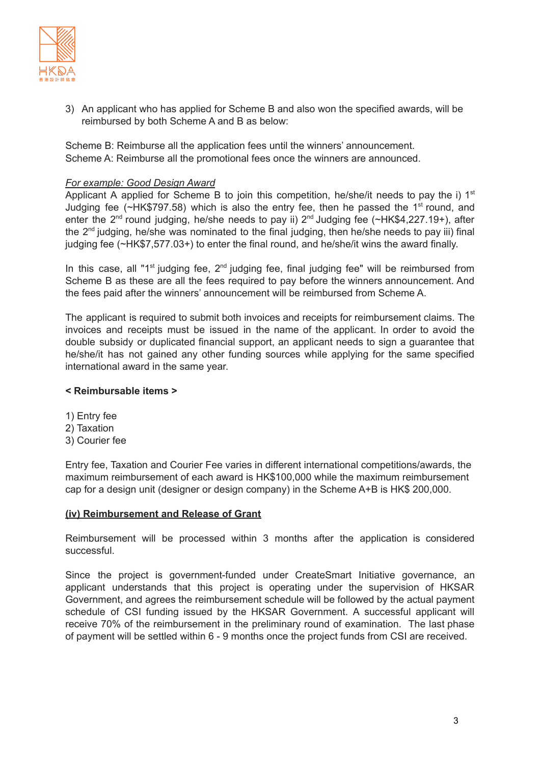3) An applicant who has applied for Scheme B and also won the specified awards, will be reimbursed by both Scheme A and B as below:

Scheme B: Reimburse all the application fees until the winners' announcement.
Scheme A: Reimburse all the promotional fees once the winners are announced.

*For example: Good Design Award*
Applicant A applied for Scheme B to join this competition, he/she/it needs to pay the i) 1st Judging fee (~HK$797.58) which is also the entry fee, then he passed the 1st round, and enter the 2nd round judging, he/she needs to pay ii) 2nd Judging fee (~HK$4,227.19+), after the 2nd judging, he/she was nominated to the final judging, then he/she needs to pay iii) final judging fee (~HK$7,577.03+) to enter the final round, and he/she/it wins the award finally.

In this case, all "1st judging fee, 2nd judging fee, final judging fee" will be reimbursed from Scheme B as these are all the fees required to pay before the winners announcement. And the fees paid after the winners' announcement will be reimbursed from Scheme A.

The applicant is required to submit both invoices and receipts for reimbursement claims. The invoices and receipts must be issued in the name of the applicant. In order to avoid the double subsidy or duplicated financial support, an applicant needs to sign a guarantee that he/she/it has not gained any other funding sources while applying for the same specified international award in the same year.

**< Reimbursable items >**

1) Entry fee
2) Taxation
3) Courier fee

Entry fee, Taxation and Courier Fee varies in different international competitions/awards, the maximum reimbursement of each award is HK$100,000 while the maximum reimbursement cap for a design unit (designer or design company) in the Scheme A+B is HK$ 200,000.

**(iv) Reimbursement and Release of Grant**

Reimbursement will be processed within 3 months after the application is considered successful.

Since the project is government-funded under CreateSmart Initiative governance, an applicant understands that this project is operating under the supervision of HKSAR Government, and agrees the reimbursement schedule will be followed by the actual payment schedule of CSI funding issued by the HKSAR Government. A successful applicant will receive 70% of the reimbursement in the preliminary round of examination. The last phase of payment will be settled within 6 - 9 months once the project funds from CSI are received.